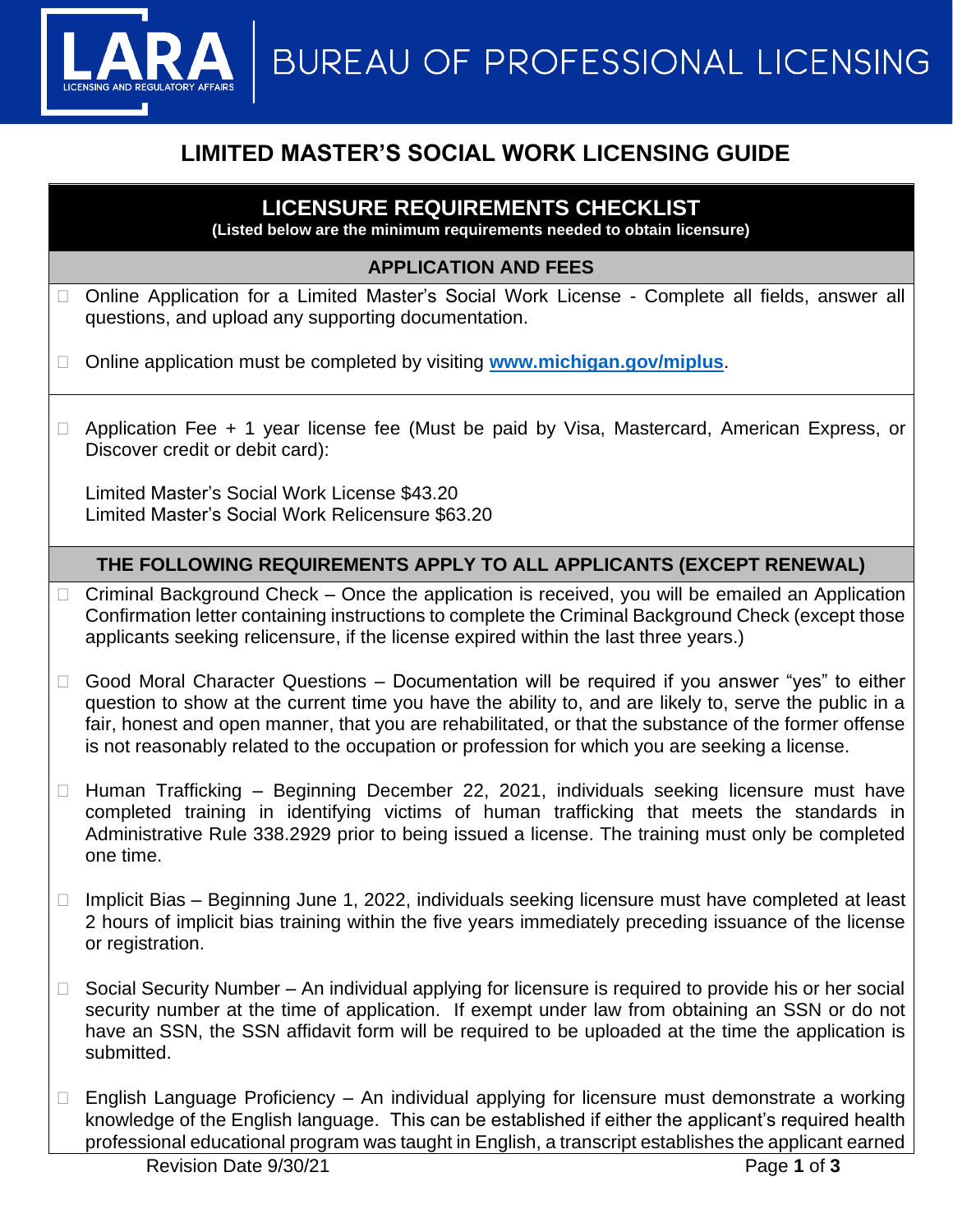LARA LICENSING AND REGULATORY AFFAIRS | BUREAU OF PROFESSIONAL LICENSING

# LIMITED MASTER'S SOCIAL WORK LICENSING GUIDE

## LICENSURE REQUIREMENTS CHECKLIST

**(Listed below are the minimum requirements needed to obtain licensure)**

### APPLICATION AND FEES

- ☐ Online Application for a Limited Master's Social Work License - Complete all fields, answer all questions, and upload any supporting documentation.
- ☐ Online application must be completed by visiting **www.michigan.gov/miplus**.

- ☐ Application Fee + 1 year license fee (Must be paid by Visa, Mastercard, American Express, or Discover credit or debit card):

  Limited Master's Social Work License $43.20
  Limited Master's Social Work Relicensure $63.20

### THE FOLLOWING REQUIREMENTS APPLY TO ALL APPLICANTS (EXCEPT RENEWAL)

- ☐ Criminal Background Check – Once the application is received, you will be emailed an Application Confirmation letter containing instructions to complete the Criminal Background Check (except those applicants seeking relicensure, if the license expired within the last three years.)

- ☐ Good Moral Character Questions – Documentation will be required if you answer "yes" to either question to show at the current time you have the ability to, and are likely to, serve the public in a fair, honest and open manner, that you are rehabilitated, or that the substance of the former offense is not reasonably related to the occupation or profession for which you are seeking a license.

- ☐ Human Trafficking – Beginning December 22, 2021, individuals seeking licensure must have completed training in identifying victims of human trafficking that meets the standards in Administrative Rule 338.2929 prior to being issued a license. The training must only be completed one time.

- ☐ Implicit Bias – Beginning June 1, 2022, individuals seeking licensure must have completed at least 2 hours of implicit bias training within the five years immediately preceding issuance of the license or registration.

- ☐ Social Security Number – An individual applying for licensure is required to provide his or her social security number at the time of application. If exempt under law from obtaining an SSN or do not have an SSN, the SSN affidavit form will be required to be uploaded at the time the application is submitted.

- ☐ English Language Proficiency – An individual applying for licensure must demonstrate a working knowledge of the English language. This can be established if either the applicant's required health professional educational program was taught in English, a transcript establishes the applicant earned

Revision Date 9/30/21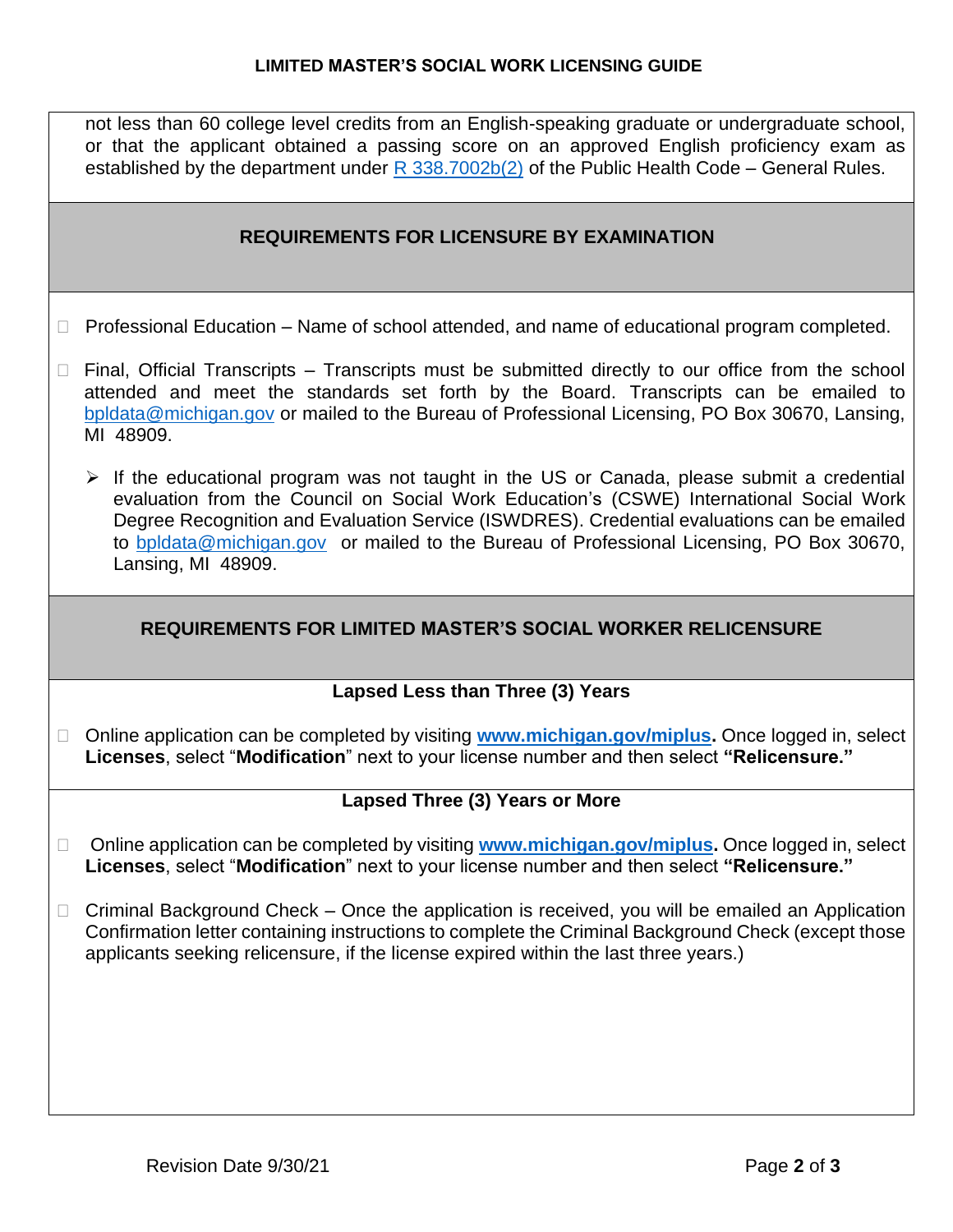not less than 60 college level credits from an English-speaking graduate or undergraduate school, or that the applicant obtained a passing score on an approved English proficiency exam as established by the department under R 338.7002b(2) of the Public Health Code – General Rules.

## REQUIREMENTS FOR LICENSURE BY EXAMINATION

- ☐ Professional Education – Name of school attended, and name of educational program completed.
- ☐ Final, Official Transcripts – Transcripts must be submitted directly to our office from the school attended and meet the standards set forth by the Board. Transcripts can be emailed to bpldata@michigan.gov or mailed to the Bureau of Professional Licensing, PO Box 30670, Lansing, MI 48909.
  - If the educational program was not taught in the US or Canada, please submit a credential evaluation from the Council on Social Work Education's (CSWE) International Social Work Degree Recognition and Evaluation Service (ISWDRES). Credential evaluations can be emailed to bpldata@michigan.gov or mailed to the Bureau of Professional Licensing, PO Box 30670, Lansing, MI 48909.

## REQUIREMENTS FOR LIMITED MASTER'S SOCIAL WORKER RELICENSURE

### Lapsed Less than Three (3) Years

- ☐ Online application can be completed by visiting **www.michigan.gov/miplus.** Once logged in, select **Licenses**, select "**Modification**" next to your license number and then select **"Relicensure."**

### Lapsed Three (3) Years or More

- ☐ Online application can be completed by visiting **www.michigan.gov/miplus.** Once logged in, select **Licenses**, select "**Modification**" next to your license number and then select **"Relicensure."**
- ☐ Criminal Background Check – Once the application is received, you will be emailed an Application Confirmation letter containing instructions to complete the Criminal Background Check (except those applicants seeking relicensure, if the license expired within the last three years.)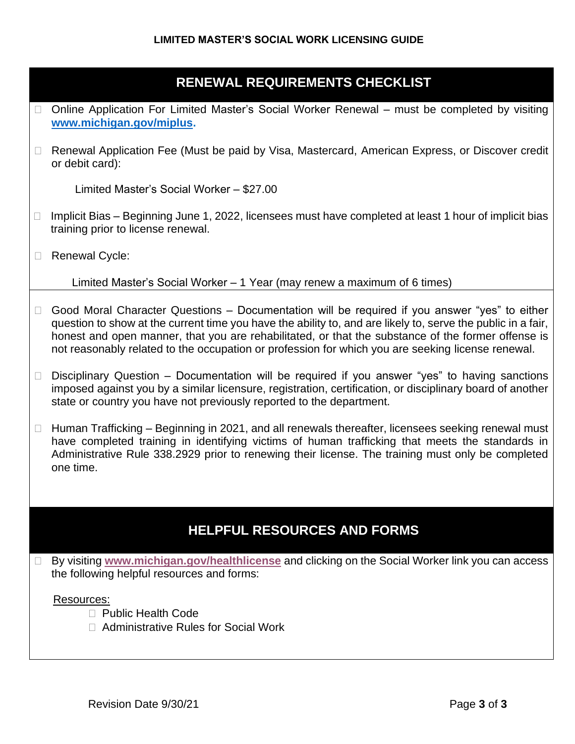## RENEWAL REQUIREMENTS CHECKLIST

- Online Application For Limited Master's Social Worker Renewal – must be completed by visiting **www.michigan.gov/miplus.**
- Renewal Application Fee (Must be paid by Visa, Mastercard, American Express, or Discover credit or debit card):

  Limited Master's Social Worker – $27.00

- Implicit Bias – Beginning June 1, 2022, licensees must have completed at least 1 hour of implicit bias training prior to license renewal.
- Renewal Cycle:

  Limited Master's Social Worker – 1 Year (may renew a maximum of 6 times)

- Good Moral Character Questions – Documentation will be required if you answer "yes" to either question to show at the current time you have the ability to, and are likely to, serve the public in a fair, honest and open manner, that you are rehabilitated, or that the substance of the former offense is not reasonably related to the occupation or profession for which you are seeking license renewal.
- Disciplinary Question – Documentation will be required if you answer "yes" to having sanctions imposed against you by a similar licensure, registration, certification, or disciplinary board of another state or country you have not previously reported to the department.
- Human Trafficking – Beginning in 2021, and all renewals thereafter, licensees seeking renewal must have completed training in identifying victims of human trafficking that meets the standards in Administrative Rule 338.2929 prior to renewing their license. The training must only be completed one time.

## HELPFUL RESOURCES AND FORMS

- By visiting **www.michigan.gov/healthlicense** and clicking on the Social Worker link you can access the following helpful resources and forms:

  Resources:
  - Public Health Code
  - Administrative Rules for Social Work

Revision Date 9/30/21